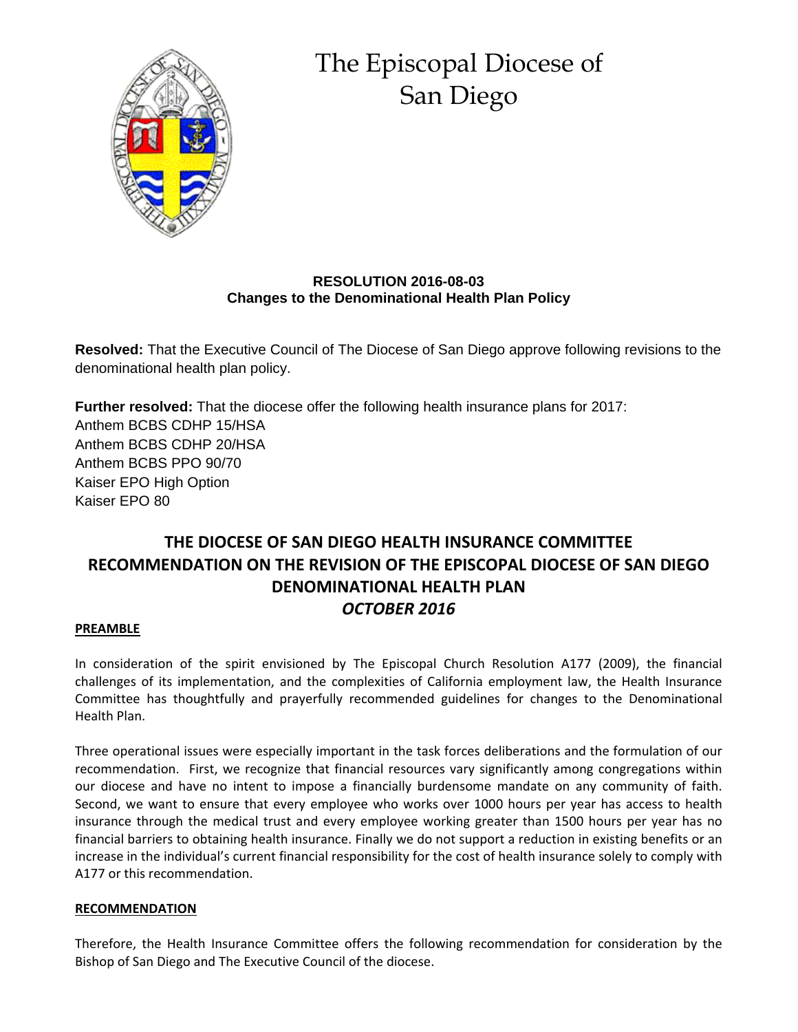# The Episcopal Diocese of San Diego

**RESOLUTION 2016-08-03**
**Changes to the Denominational Health Plan Policy**

**Resolved:** That the Executive Council of The Diocese of San Diego approve following revisions to the denominational health plan policy.

**Further resolved:** That the diocese offer the following health insurance plans for 2017:
Anthem BCBS CDHP 15/HSA
Anthem BCBS CDHP 20/HSA
Anthem BCBS PPO 90/70
Kaiser EPO High Option
Kaiser EPO 80

## THE DIOCESE OF SAN DIEGO HEALTH INSURANCE COMMITTEE RECOMMENDATION ON THE REVISION OF THE EPISCOPAL DIOCESE OF SAN DIEGO DENOMINATIONAL HEALTH PLAN *OCTOBER 2016*

**PREAMBLE**

In consideration of the spirit envisioned by The Episcopal Church Resolution A177 (2009), the financial challenges of its implementation, and the complexities of California employment law, the Health Insurance Committee has thoughtfully and prayerfully recommended guidelines for changes to the Denominational Health Plan.

Three operational issues were especially important in the task forces deliberations and the formulation of our recommendation. First, we recognize that financial resources vary significantly among congregations within our diocese and have no intent to impose a financially burdensome mandate on any community of faith. Second, we want to ensure that every employee who works over 1000 hours per year has access to health insurance through the medical trust and every employee working greater than 1500 hours per year has no financial barriers to obtaining health insurance. Finally we do not support a reduction in existing benefits or an increase in the individual's current financial responsibility for the cost of health insurance solely to comply with A177 or this recommendation.

**RECOMMENDATION**

Therefore, the Health Insurance Committee offers the following recommendation for consideration by the Bishop of San Diego and The Executive Council of the diocese.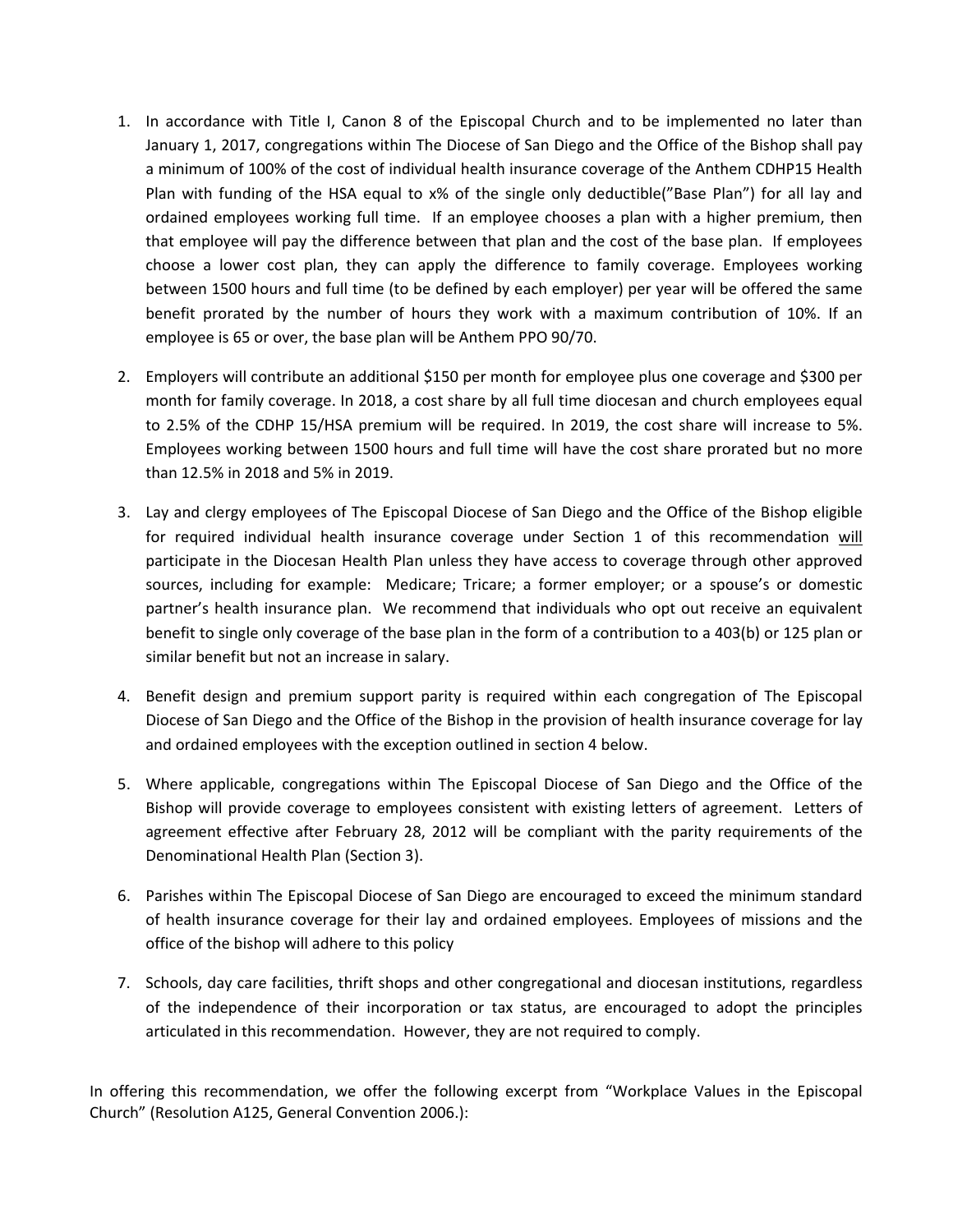1. In accordance with Title I, Canon 8 of the Episcopal Church and to be implemented no later than January 1, 2017, congregations within The Diocese of San Diego and the Office of the Bishop shall pay a minimum of 100% of the cost of individual health insurance coverage of the Anthem CDHP15 Health Plan with funding of the HSA equal to x% of the single only deductible(”Base Plan”) for all lay and ordained employees working full time. If an employee chooses a plan with a higher premium, then that employee will pay the difference between that plan and the cost of the base plan. If employees choose a lower cost plan, they can apply the difference to family coverage. Employees working between 1500 hours and full time (to be defined by each employer) per year will be offered the same benefit prorated by the number of hours they work with a maximum contribution of 10%. If an employee is 65 or over, the base plan will be Anthem PPO 90/70.

2. Employers will contribute an additional $150 per month for employee plus one coverage and $300 per month for family coverage. In 2018, a cost share by all full time diocesan and church employees equal to 2.5% of the CDHP 15/HSA premium will be required. In 2019, the cost share will increase to 5%. Employees working between 1500 hours and full time will have the cost share prorated but no more than 12.5% in 2018 and 5% in 2019.

3. Lay and clergy employees of The Episcopal Diocese of San Diego and the Office of the Bishop eligible for required individual health insurance coverage under Section 1 of this recommendation <u>will</u> participate in the Diocesan Health Plan unless they have access to coverage through other approved sources, including for example: Medicare; Tricare; a former employer; or a spouse’s or domestic partner’s health insurance plan. We recommend that individuals who opt out receive an equivalent benefit to single only coverage of the base plan in the form of a contribution to a 403(b) or 125 plan or similar benefit but not an increase in salary.

4. Benefit design and premium support parity is required within each congregation of The Episcopal Diocese of San Diego and the Office of the Bishop in the provision of health insurance coverage for lay and ordained employees with the exception outlined in section 4 below.

5. Where applicable, congregations within The Episcopal Diocese of San Diego and the Office of the Bishop will provide coverage to employees consistent with existing letters of agreement. Letters of agreement effective after February 28, 2012 will be compliant with the parity requirements of the Denominational Health Plan (Section 3).

6. Parishes within The Episcopal Diocese of San Diego are encouraged to exceed the minimum standard of health insurance coverage for their lay and ordained employees. Employees of missions and the office of the bishop will adhere to this policy

7. Schools, day care facilities, thrift shops and other congregational and diocesan institutions, regardless of the independence of their incorporation or tax status, are encouraged to adopt the principles articulated in this recommendation. However, they are not required to comply.

In offering this recommendation, we offer the following excerpt from “Workplace Values in the Episcopal Church” (Resolution A125, General Convention 2006.):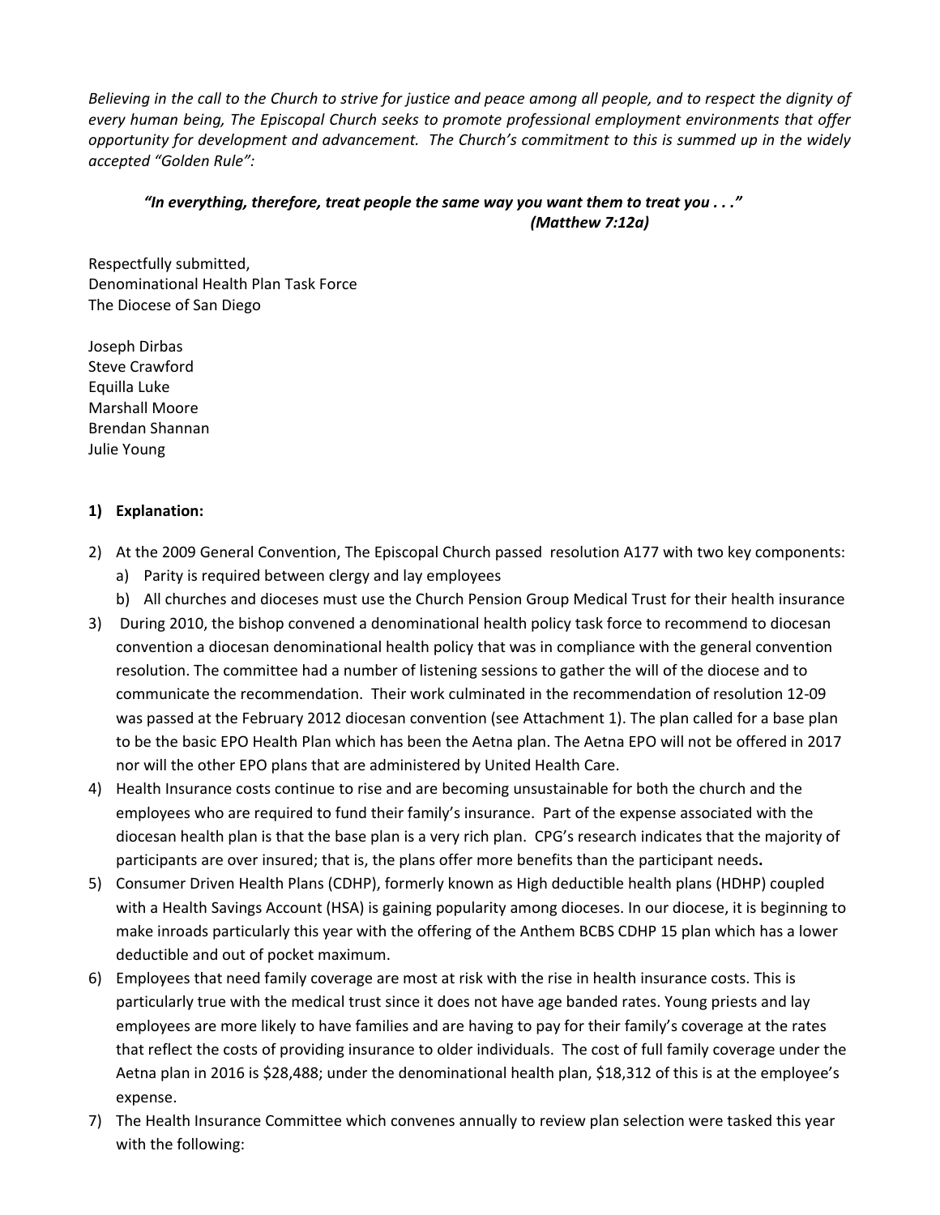*Believing in the call to the Church to strive for justice and peace among all people, and to respect the dignity of every human being, The Episcopal Church seeks to promote professional employment environments that offer opportunity for development and advancement. The Church's commitment to this is summed up in the widely accepted "Golden Rule":*

> ***"In everything, therefore, treat people the same way you want them to treat you . . ."***
> ***(Matthew 7:12a)***

Respectfully submitted,
Denominational Health Plan Task Force
The Diocese of San Diego

Joseph Dirbas
Steve Crawford
Equilla Luke
Marshall Moore
Brendan Shannan
Julie Young

1) **Explanation:**

2) At the 2009 General Convention, The Episcopal Church passed resolution A177 with two key components:
   a) Parity is required between clergy and lay employees
   b) All churches and dioceses must use the Church Pension Group Medical Trust for their health insurance
3) During 2010, the bishop convened a denominational health policy task force to recommend to diocesan convention a diocesan denominational health policy that was in compliance with the general convention resolution. The committee had a number of listening sessions to gather the will of the diocese and to communicate the recommendation. Their work culminated in the recommendation of resolution 12-09 was passed at the February 2012 diocesan convention (see Attachment 1). The plan called for a base plan to be the basic EPO Health Plan which has been the Aetna plan. The Aetna EPO will not be offered in 2017 nor will the other EPO plans that are administered by United Health Care.
4) Health Insurance costs continue to rise and are becoming unsustainable for both the church and the employees who are required to fund their family's insurance. Part of the expense associated with the diocesan health plan is that the base plan is a very rich plan. CPG's research indicates that the majority of participants are over insured; that is, the plans offer more benefits than the participant needs**.**
5) Consumer Driven Health Plans (CDHP), formerly known as High deductible health plans (HDHP) coupled with a Health Savings Account (HSA) is gaining popularity among dioceses. In our diocese, it is beginning to make inroads particularly this year with the offering of the Anthem BCBS CDHP 15 plan which has a lower deductible and out of pocket maximum.
6) Employees that need family coverage are most at risk with the rise in health insurance costs. This is particularly true with the medical trust since it does not have age banded rates. Young priests and lay employees are more likely to have families and are having to pay for their family's coverage at the rates that reflect the costs of providing insurance to older individuals. The cost of full family coverage under the Aetna plan in 2016 is $28,488; under the denominational health plan, $18,312 of this is at the employee's expense.
7) The Health Insurance Committee which convenes annually to review plan selection were tasked this year with the following: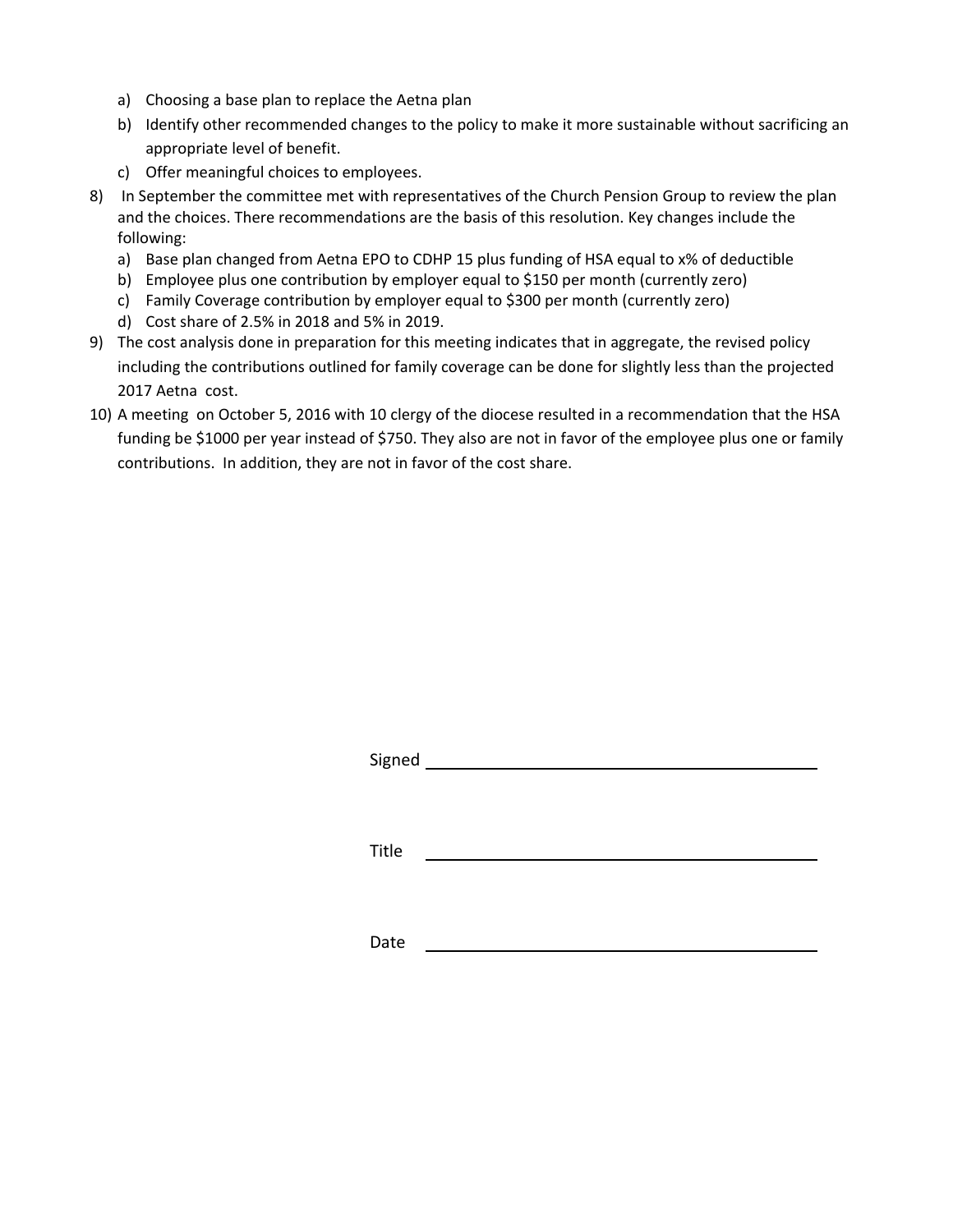a) Choosing a base plan to replace the Aetna plan
b) Identify other recommended changes to the policy to make it more sustainable without sacrificing an appropriate level of benefit.
c) Offer meaningful choices to employees.

8) In September the committee met with representatives of the Church Pension Group to review the plan and the choices. There recommendations are the basis of this resolution. Key changes include the following:
   a) Base plan changed from Aetna EPO to CDHP 15 plus funding of HSA equal to x% of deductible
   b) Employee plus one contribution by employer equal to $150 per month (currently zero)
   c) Family Coverage contribution by employer equal to $300 per month (currently zero)
   d) Cost share of 2.5% in 2018 and 5% in 2019.
9) The cost analysis done in preparation for this meeting indicates that in aggregate, the revised policy including the contributions outlined for family coverage can be done for slightly less than the projected 2017 Aetna cost.
10) A meeting on October 5, 2016 with 10 clergy of the diocese resulted in a recommendation that the HSA funding be $1000 per year instead of $750. They also are not in favor of the employee plus one or family contributions. In addition, they are not in favor of the cost share.

Signed ______________________________

Title ______________________________

Date ______________________________